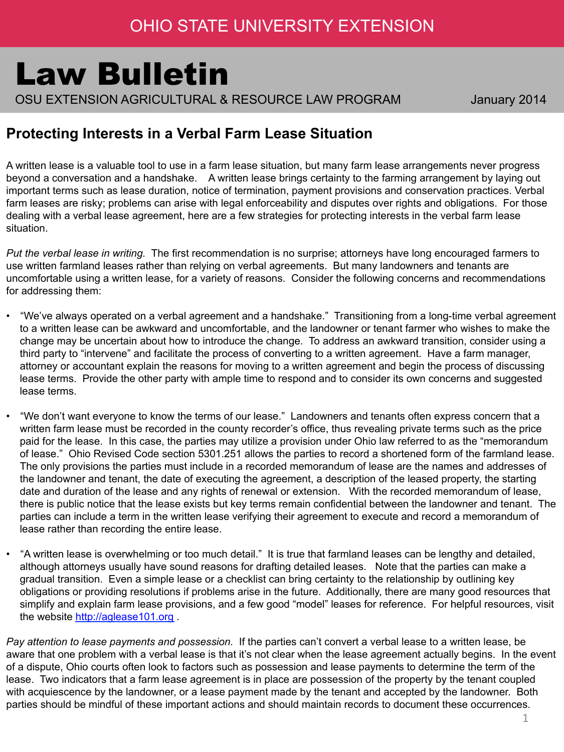OHIO STATE UNIVERSITY EXTENSION

# Law Bulletin

OSU EXTENSION AGRICULTURAL & RESOURCE LAW PROGRAM — January 2014

## Protecting Interests in a Verbal Farm Lease Situation

A written lease is a valuable tool to use in a farm lease situation, but many farm lease arrangements never progress beyond a conversation and a handshake. A written lease brings certainty to the farming arrangement by laying out important terms such as lease duration, notice of termination, payment provisions and conservation practices. Verbal farm leases are risky; problems can arise with legal enforceability and disputes over rights and obligations. For those dealing with a verbal lease agreement, here are a few strategies for protecting interests in the verbal farm lease situation.

*Put the verbal lease in writing.* The first recommendation is no surprise; attorneys have long encouraged farmers to use written farmland leases rather than relying on verbal agreements. But many landowners and tenants are uncomfortable using a written lease, for a variety of reasons. Consider the following concerns and recommendations for addressing them:

- "We've always operated on a verbal agreement and a handshake." Transitioning from a long-time verbal agreement to a written lease can be awkward and uncomfortable, and the landowner or tenant farmer who wishes to make the change may be uncertain about how to introduce the change. To address an awkward transition, consider using a third party to "intervene" and facilitate the process of converting to a written agreement. Have a farm manager, attorney or accountant explain the reasons for moving to a written agreement and begin the process of discussing lease terms. Provide the other party with ample time to respond and to consider its own concerns and suggested lease terms.

- "We don't want everyone to know the terms of our lease." Landowners and tenants often express concern that a written farm lease must be recorded in the county recorder's office, thus revealing private terms such as the price paid for the lease. In this case, the parties may utilize a provision under Ohio law referred to as the "memorandum of lease." Ohio Revised Code section 5301.251 allows the parties to record a shortened form of the farmland lease. The only provisions the parties must include in a recorded memorandum of lease are the names and addresses of the landowner and tenant, the date of executing the agreement, a description of the leased property, the starting date and duration of the lease and any rights of renewal or extension. With the recorded memorandum of lease, there is public notice that the lease exists but key terms remain confidential between the landowner and tenant. The parties can include a term in the written lease verifying their agreement to execute and record a memorandum of lease rather than recording the entire lease.

- "A written lease is overwhelming or too much detail." It is true that farmland leases can be lengthy and detailed, although attorneys usually have sound reasons for drafting detailed leases. Note that the parties can make a gradual transition. Even a simple lease or a checklist can bring certainty to the relationship by outlining key obligations or providing resolutions if problems arise in the future. Additionally, there are many good resources that simplify and explain farm lease provisions, and a few good "model" leases for reference. For helpful resources, visit the website [http://aglease101.org](http://aglease101.org) .

*Pay attention to lease payments and possession.* If the parties can't convert a verbal lease to a written lease, be aware that one problem with a verbal lease is that it's not clear when the lease agreement actually begins. In the event of a dispute, Ohio courts often look to factors such as possession and lease payments to determine the term of the lease. Two indicators that a farm lease agreement is in place are possession of the property by the tenant coupled with acquiescence by the landowner, or a lease payment made by the tenant and accepted by the landowner. Both parties should be mindful of these important actions and should maintain records to document these occurrences.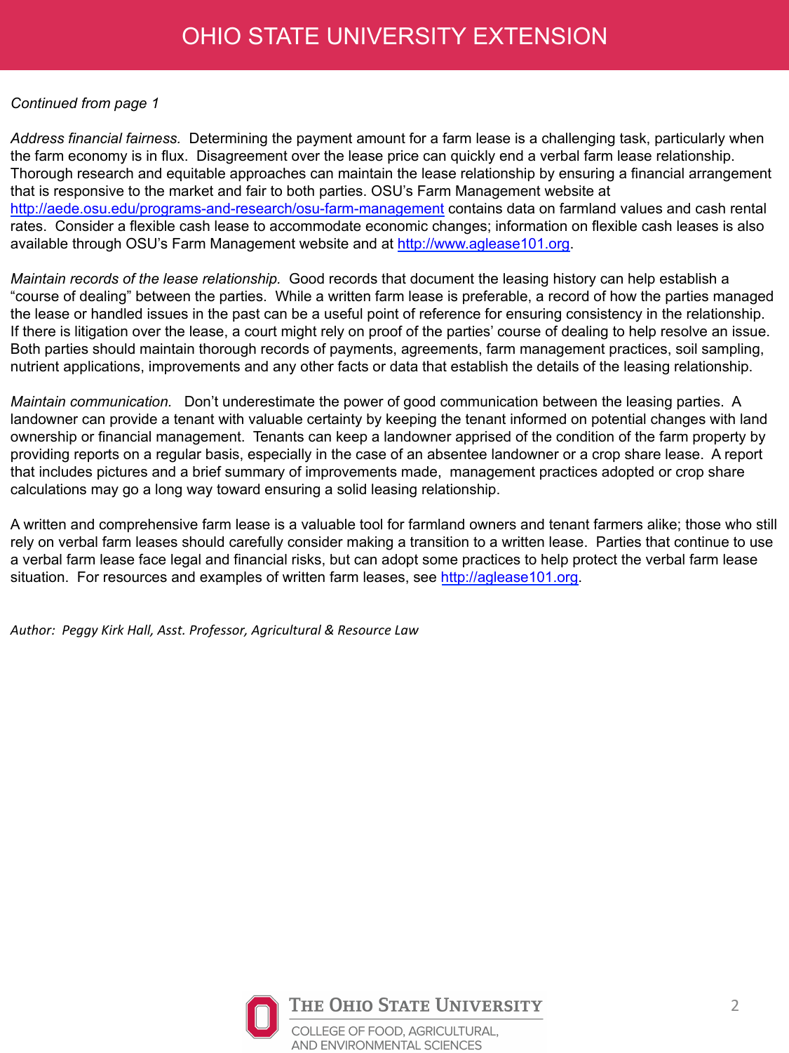*Continued from page 1*

*Address financial fairness.* Determining the payment amount for a farm lease is a challenging task, particularly when the farm economy is in flux. Disagreement over the lease price can quickly end a verbal farm lease relationship. Thorough research and equitable approaches can maintain the lease relationship by ensuring a financial arrangement that is responsive to the market and fair to both parties. OSU's Farm Management website at http://aede.osu.edu/programs-and-research/osu-farm-management contains data on farmland values and cash rental rates. Consider a flexible cash lease to accommodate economic changes; information on flexible cash leases is also available through OSU's Farm Management website and at http://www.aglease101.org.

*Maintain records of the lease relationship.* Good records that document the leasing history can help establish a "course of dealing" between the parties. While a written farm lease is preferable, a record of how the parties managed the lease or handled issues in the past can be a useful point of reference for ensuring consistency in the relationship. If there is litigation over the lease, a court might rely on proof of the parties' course of dealing to help resolve an issue. Both parties should maintain thorough records of payments, agreements, farm management practices, soil sampling, nutrient applications, improvements and any other facts or data that establish the details of the leasing relationship.

*Maintain communication.* Don't underestimate the power of good communication between the leasing parties. A landowner can provide a tenant with valuable certainty by keeping the tenant informed on potential changes with land ownership or financial management. Tenants can keep a landowner apprised of the condition of the farm property by providing reports on a regular basis, especially in the case of an absentee landowner or a crop share lease. A report that includes pictures and a brief summary of improvements made, management practices adopted or crop share calculations may go a long way toward ensuring a solid leasing relationship.

A written and comprehensive farm lease is a valuable tool for farmland owners and tenant farmers alike; those who still rely on verbal farm leases should carefully consider making a transition to a written lease. Parties that continue to use a verbal farm lease face legal and financial risks, but can adopt some practices to help protect the verbal farm lease situation. For resources and examples of written farm leases, see http://aglease101.org.

*Author: Peggy Kirk Hall, Asst. Professor, Agricultural & Resource Law*